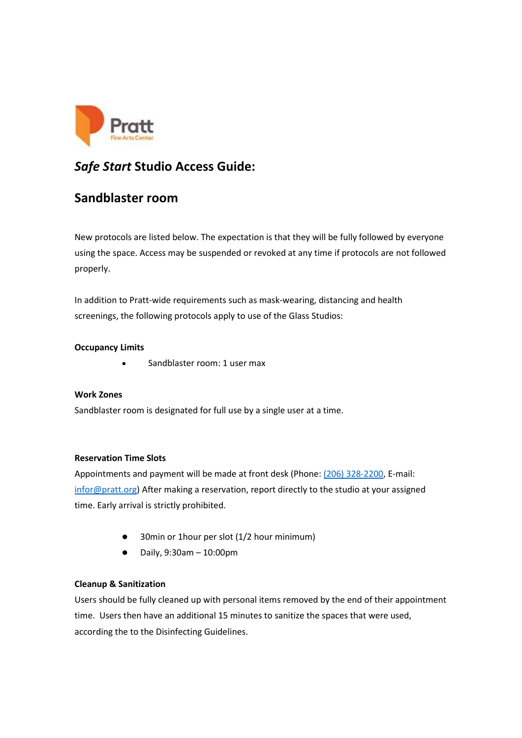Pratt
Fine Arts Center

# *Safe Start* Studio Access Guide:

## Sandblaster room

New protocols are listed below. The expectation is that they will be fully followed by everyone using the space. Access may be suspended or revoked at any time if protocols are not followed properly.

In addition to Pratt-wide requirements such as mask-wearing, distancing and health screenings, the following protocols apply to use of the Glass Studios:

**Occupancy Limits**

- Sandblaster room: 1 user max

**Work Zones**

Sandblaster room is designated for full use by a single user at a time.

**Reservation Time Slots**

Appointments and payment will be made at front desk (Phone: (206) 328-2200, E-mail: infor@pratt.org) After making a reservation, report directly to the studio at your assigned time. Early arrival is strictly prohibited.

- 30min or 1hour per slot (1/2 hour minimum)
- Daily, 9:30am – 10:00pm

**Cleanup & Sanitization**

Users should be fully cleaned up with personal items removed by the end of their appointment time. Users then have an additional 15 minutes to sanitize the spaces that were used, according the to the Disinfecting Guidelines.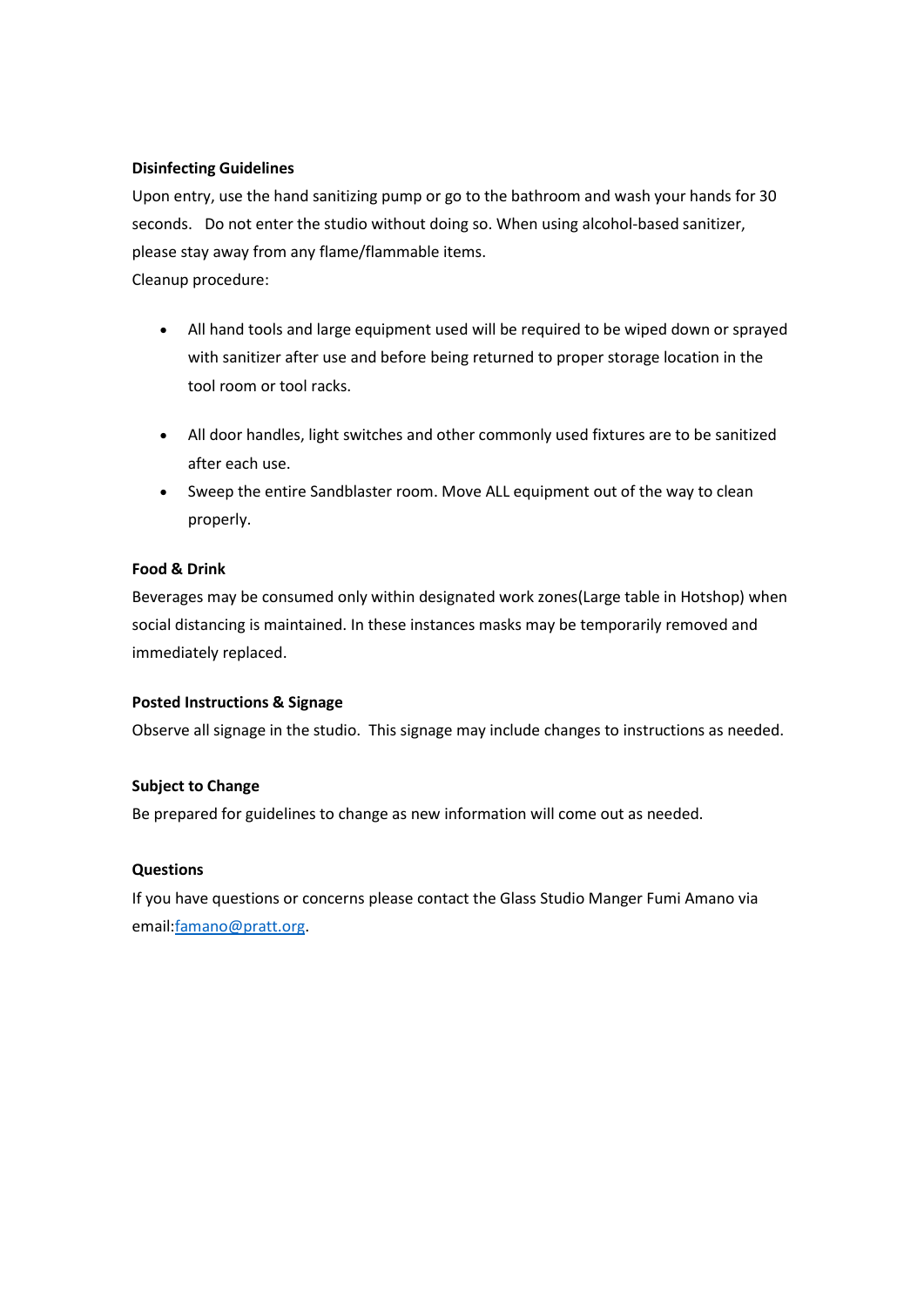**Disinfecting Guidelines**

Upon entry, use the hand sanitizing pump or go to the bathroom and wash your hands for 30 seconds. Do not enter the studio without doing so. When using alcohol-based sanitizer, please stay away from any flame/flammable items.

Cleanup procedure:

- All hand tools and large equipment used will be required to be wiped down or sprayed with sanitizer after use and before being returned to proper storage location in the tool room or tool racks.
- All door handles, light switches and other commonly used fixtures are to be sanitized after each use.
- Sweep the entire Sandblaster room. Move ALL equipment out of the way to clean properly.

**Food & Drink**

Beverages may be consumed only within designated work zones(Large table in Hotshop) when social distancing is maintained. In these instances masks may be temporarily removed and immediately replaced.

**Posted Instructions & Signage**

Observe all signage in the studio. This signage may include changes to instructions as needed.

**Subject to Change**

Be prepared for guidelines to change as new information will come out as needed.

**Questions**

If you have questions or concerns please contact the Glass Studio Manger Fumi Amano via email:famano@pratt.org.